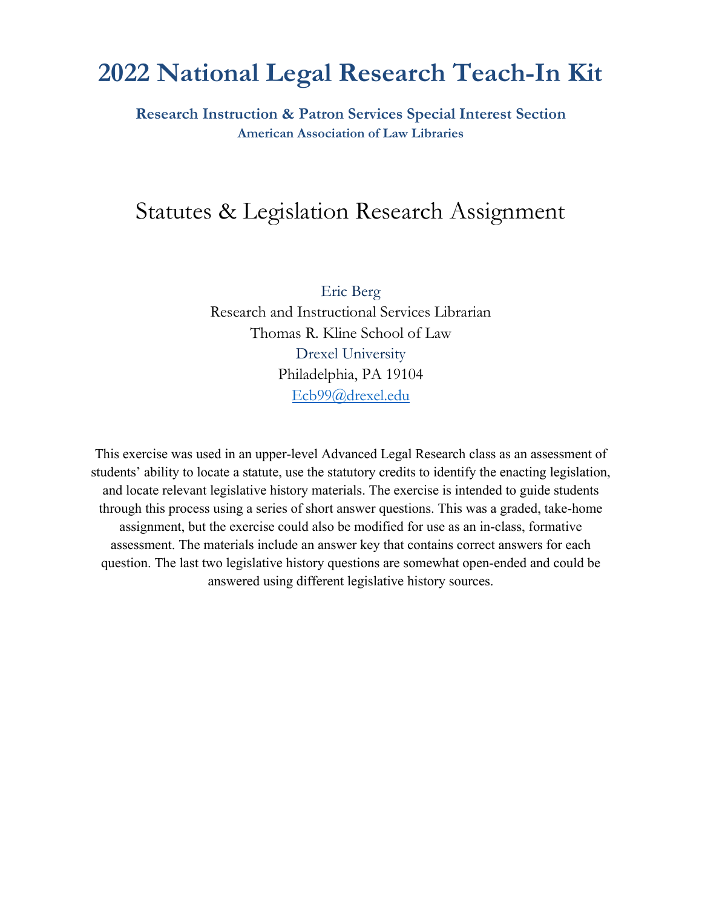# 2022 National Legal Research Teach-In Kit

**Research Instruction & Patron Services Special Interest Section**
**American Association of Law Libraries**

## Statutes & Legislation Research Assignment

Eric Berg
Research and Instructional Services Librarian
Thomas R. Kline School of Law
Drexel University
Philadelphia, PA 19104
Ecb99@drexel.edu

This exercise was used in an upper-level Advanced Legal Research class as an assessment of students' ability to locate a statute, use the statutory credits to identify the enacting legislation, and locate relevant legislative history materials. The exercise is intended to guide students through this process using a series of short answer questions. This was a graded, take-home assignment, but the exercise could also be modified for use as an in-class, formative assessment. The materials include an answer key that contains correct answers for each question. The last two legislative history questions are somewhat open-ended and could be answered using different legislative history sources.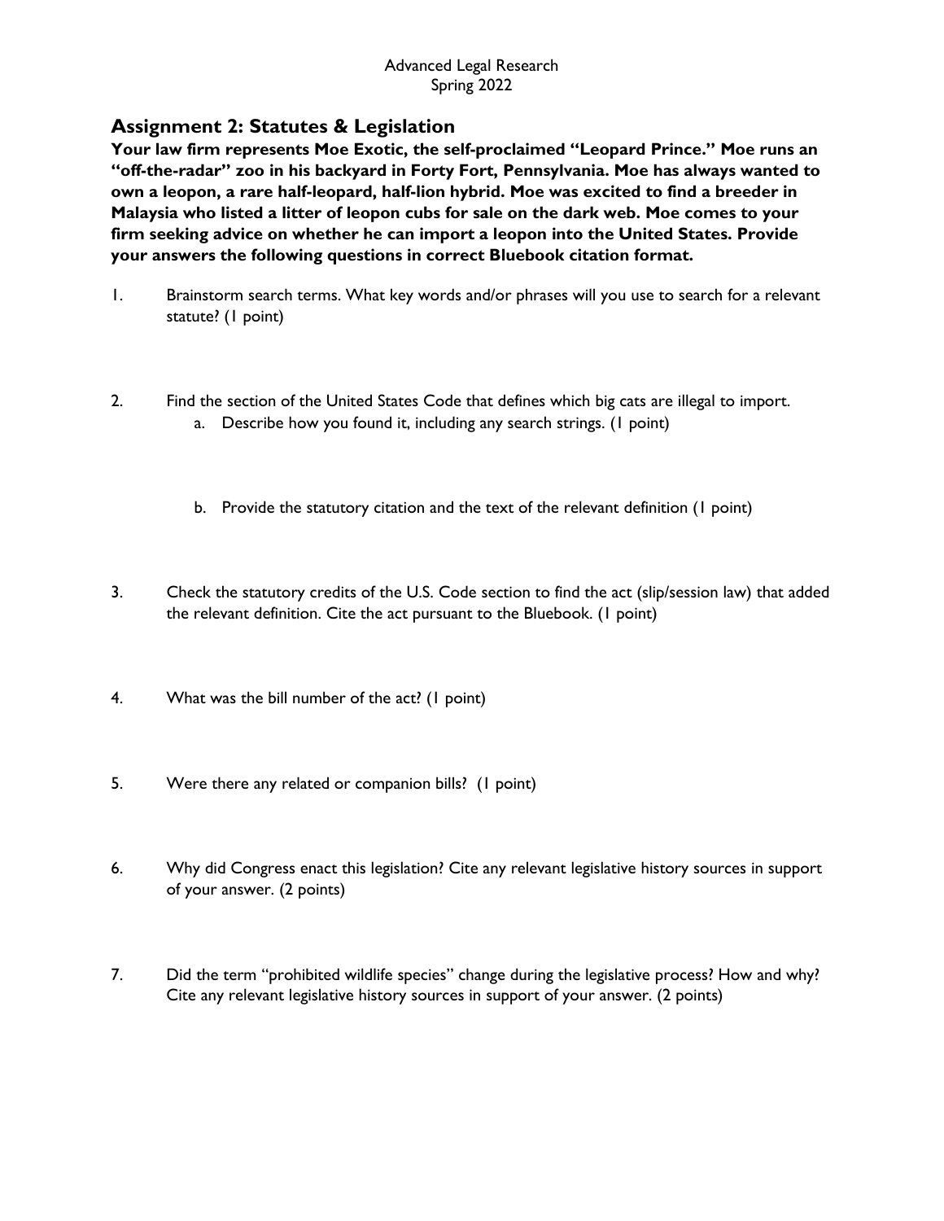Advanced Legal Research
Spring 2022

## Assignment 2: Statutes & Legislation

**Your law firm represents Moe Exotic, the self-proclaimed "Leopard Prince." Moe runs an "off-the-radar" zoo in his backyard in Forty Fort, Pennsylvania. Moe has always wanted to own a leopon, a rare half-leopard, half-lion hybrid. Moe was excited to find a breeder in Malaysia who listed a litter of leopon cubs for sale on the dark web. Moe comes to your firm seeking advice on whether he can import a leopon into the United States. Provide your answers the following questions in correct Bluebook citation format.**

1. Brainstorm search terms. What key words and/or phrases will you use to search for a relevant statute? (1 point)

2. Find the section of the United States Code that defines which big cats are illegal to import.
   a. Describe how you found it, including any search strings. (1 point)

   b. Provide the statutory citation and the text of the relevant definition (1 point)

3. Check the statutory credits of the U.S. Code section to find the act (slip/session law) that added the relevant definition. Cite the act pursuant to the Bluebook. (1 point)

4. What was the bill number of the act? (1 point)

5. Were there any related or companion bills? (1 point)

6. Why did Congress enact this legislation? Cite any relevant legislative history sources in support of your answer. (2 points)

7. Did the term "prohibited wildlife species" change during the legislative process? How and why? Cite any relevant legislative history sources in support of your answer. (2 points)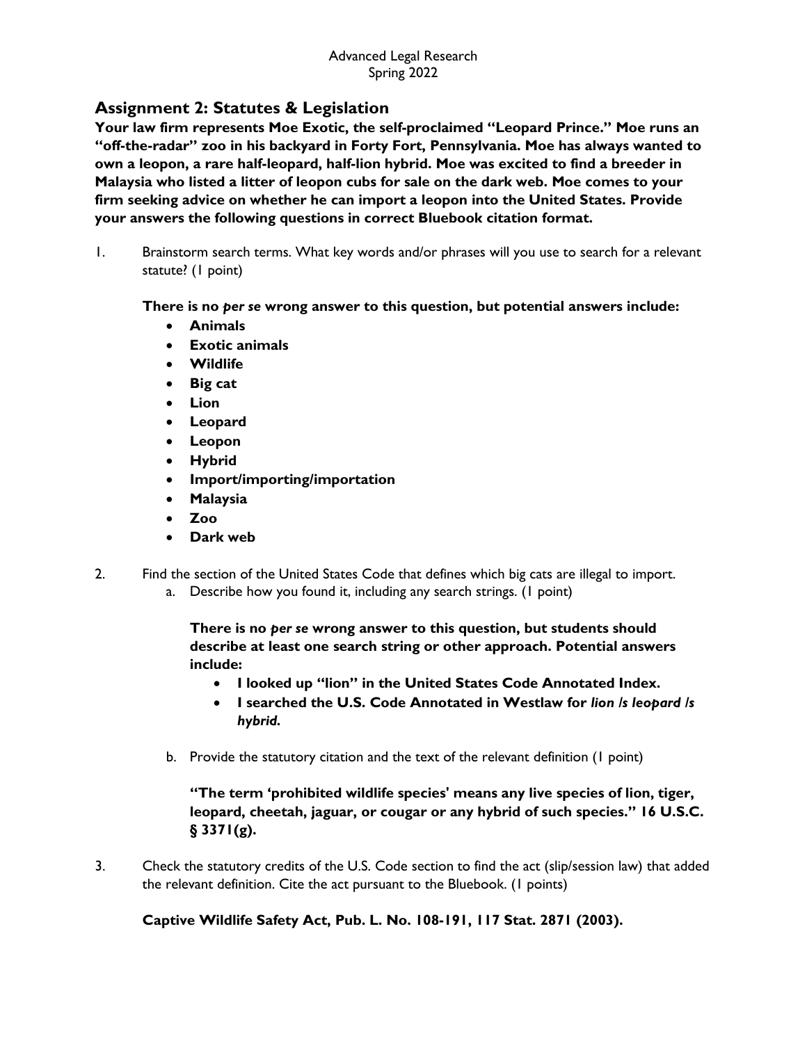Advanced Legal Research
Spring 2022

## Assignment 2: Statutes & Legislation

**Your law firm represents Moe Exotic, the self-proclaimed "Leopard Prince." Moe runs an "off-the-radar" zoo in his backyard in Forty Fort, Pennsylvania. Moe has always wanted to own a leopon, a rare half-leopard, half-lion hybrid. Moe was excited to find a breeder in Malaysia who listed a litter of leopon cubs for sale on the dark web. Moe comes to your firm seeking advice on whether he can import a leopon into the United States. Provide your answers the following questions in correct Bluebook citation format.**

1. Brainstorm search terms. What key words and/or phrases will you use to search for a relevant statute? (1 point)

   **There is no *per se* wrong answer to this question, but potential answers include:**
   - **Animals**
   - **Exotic animals**
   - **Wildlife**
   - **Big cat**
   - **Lion**
   - **Leopard**
   - **Leopon**
   - **Hybrid**
   - **Import/importing/importation**
   - **Malaysia**
   - **Zoo**
   - **Dark web**

2. Find the section of the United States Code that defines which big cats are illegal to import.
   a. Describe how you found it, including any search strings. (1 point)

      **There is no *per se* wrong answer to this question, but students should describe at least one search string or other approach. Potential answers include:**
      - **I looked up "lion" in the United States Code Annotated Index.**
      - **I searched the U.S. Code Annotated in Westlaw for *lion /s leopard /s hybrid*.**

   b. Provide the statutory citation and the text of the relevant definition (1 point)

      **"The term 'prohibited wildlife species' means any live species of lion, tiger, leopard, cheetah, jaguar, or cougar or any hybrid of such species." 16 U.S.C. § 3371(g).**

3. Check the statutory credits of the U.S. Code section to find the act (slip/session law) that added the relevant definition. Cite the act pursuant to the Bluebook. (1 points)

   **Captive Wildlife Safety Act, Pub. L. No. 108-191, 117 Stat. 2871 (2003).**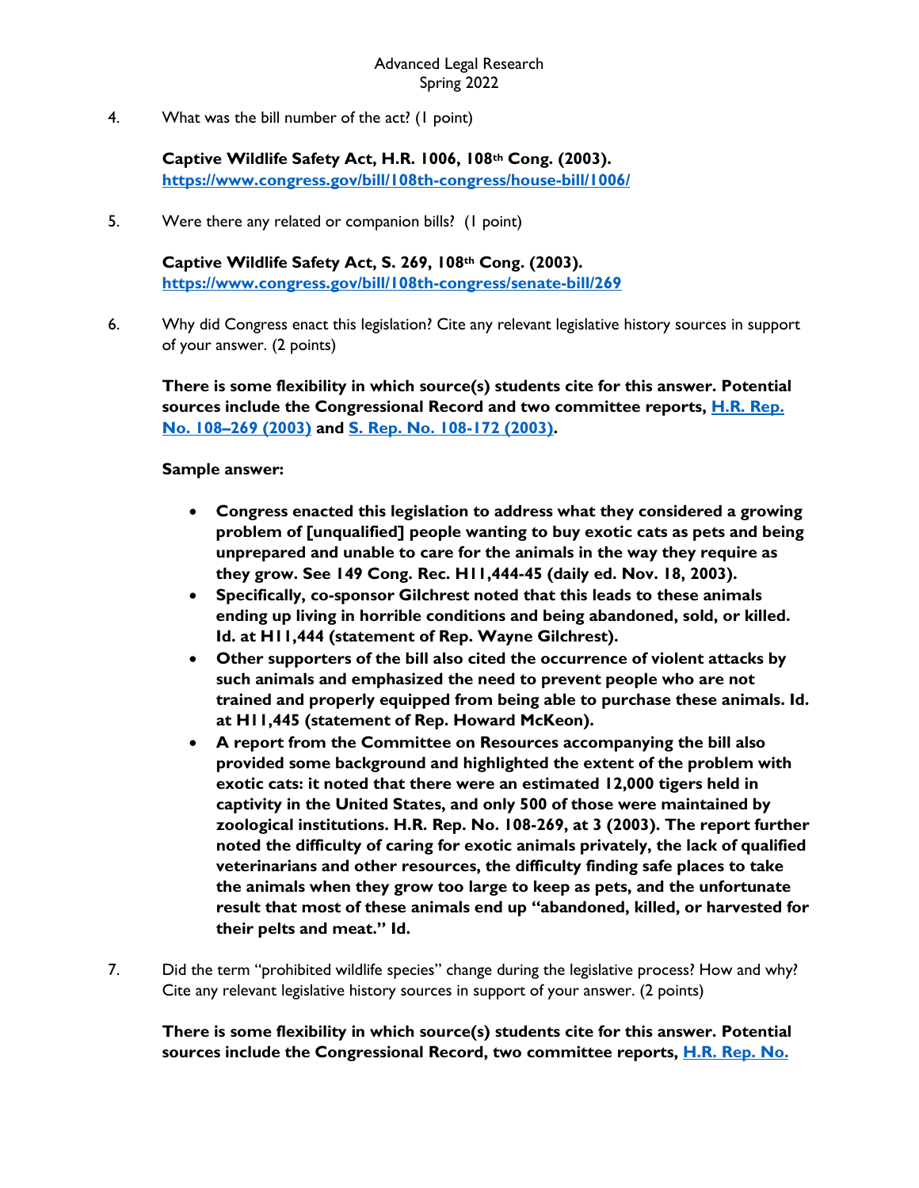4. What was the bill number of the act? (1 point)

   **Captive Wildlife Safety Act, H.R. 1006, 108th Cong. (2003).**
   **https://www.congress.gov/bill/108th-congress/house-bill/1006/**

5. Were there any related or companion bills? (1 point)

   **Captive Wildlife Safety Act, S. 269, 108th Cong. (2003).**
   **https://www.congress.gov/bill/108th-congress/senate-bill/269**

6. Why did Congress enact this legislation? Cite any relevant legislative history sources in support of your answer. (2 points)

   **There is some flexibility in which source(s) students cite for this answer. Potential sources include the Congressional Record and two committee reports, H.R. Rep. No. 108–269 (2003) and S. Rep. No. 108-172 (2003).**

   **Sample answer:**

   - **Congress enacted this legislation to address what they considered a growing problem of [unqualified] people wanting to buy exotic cats as pets and being unprepared and unable to care for the animals in the way they require as they grow. See 149 Cong. Rec. H11,444-45 (daily ed. Nov. 18, 2003).**
   - **Specifically, co-sponsor Gilchrest noted that this leads to these animals ending up living in horrible conditions and being abandoned, sold, or killed. Id. at H11,444 (statement of Rep. Wayne Gilchrest).**
   - **Other supporters of the bill also cited the occurrence of violent attacks by such animals and emphasized the need to prevent people who are not trained and properly equipped from being able to purchase these animals. Id. at H11,445 (statement of Rep. Howard McKeon).**
   - **A report from the Committee on Resources accompanying the bill also provided some background and highlighted the extent of the problem with exotic cats: it noted that there were an estimated 12,000 tigers held in captivity in the United States, and only 500 of those were maintained by zoological institutions. H.R. Rep. No. 108-269, at 3 (2003). The report further noted the difficulty of caring for exotic animals privately, the lack of qualified veterinarians and other resources, the difficulty finding safe places to take the animals when they grow too large to keep as pets, and the unfortunate result that most of these animals end up "abandoned, killed, or harvested for their pelts and meat." Id.**

7. Did the term "prohibited wildlife species" change during the legislative process? How and why? Cite any relevant legislative history sources in support of your answer. (2 points)

   **There is some flexibility in which source(s) students cite for this answer. Potential sources include the Congressional Record, two committee reports, H.R. Rep. No.**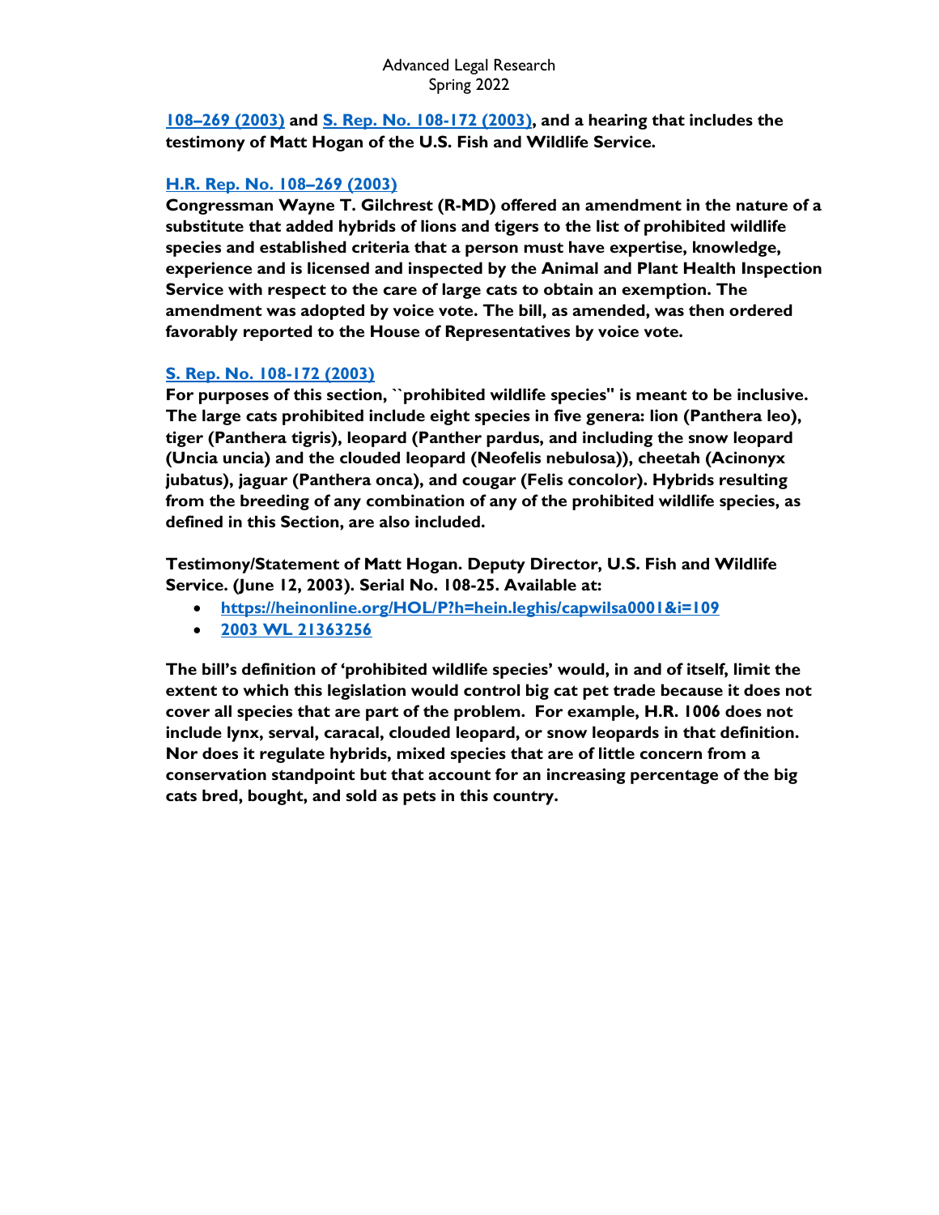**[108–269 (2003)](#) and [S. Rep. No. 108-172 (2003)](#), and a hearing that includes the testimony of Matt Hogan of the U.S. Fish and Wildlife Service.**

**[H.R. Rep. No. 108–269 (2003)](#)**

**Congressman Wayne T. Gilchrest (R-MD) offered an amendment in the nature of a substitute that added hybrids of lions and tigers to the list of prohibited wildlife species and established criteria that a person must have expertise, knowledge, experience and is licensed and inspected by the Animal and Plant Health Inspection Service with respect to the care of large cats to obtain an exemption. The amendment was adopted by voice vote. The bill, as amended, was then ordered favorably reported to the House of Representatives by voice vote.**

**[S. Rep. No. 108-172 (2003)](#)**

**For purposes of this section, ``prohibited wildlife species" is meant to be inclusive. The large cats prohibited include eight species in five genera: lion (Panthera leo), tiger (Panthera tigris), leopard (Panther pardus, and including the snow leopard (Uncia uncia) and the clouded leopard (Neofelis nebulosa)), cheetah (Acinonyx jubatus), jaguar (Panthera onca), and cougar (Felis concolor). Hybrids resulting from the breeding of any combination of any of the prohibited wildlife species, as defined in this Section, are also included.**

**Testimony/Statement of Matt Hogan. Deputy Director, U.S. Fish and Wildlife Service. (June 12, 2003). Serial No. 108-25. Available at:**

- **[https://heinonline.org/HOL/P?h=hein.leghis/capwilsa0001&i=109](https://heinonline.org/HOL/P?h=hein.leghis/capwilsa0001&i=109)**
- **[2003 WL 21363256](#)**

**The bill's definition of 'prohibited wildlife species' would, in and of itself, limit the extent to which this legislation would control big cat pet trade because it does not cover all species that are part of the problem. For example, H.R. 1006 does not include lynx, serval, caracal, clouded leopard, or snow leopards in that definition. Nor does it regulate hybrids, mixed species that are of little concern from a conservation standpoint but that account for an increasing percentage of the big cats bred, bought, and sold as pets in this country.**